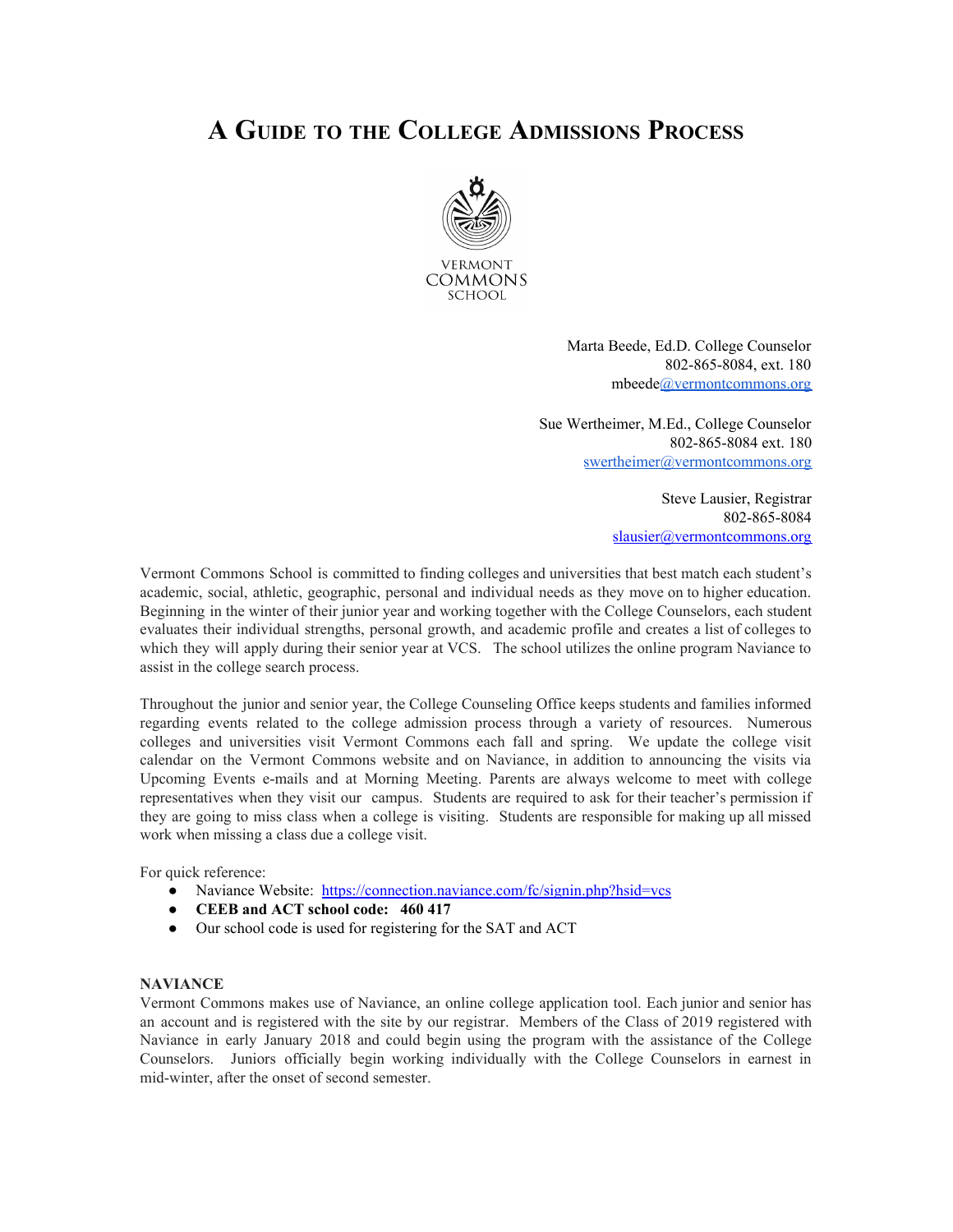# A Guide to the College Admissions Process

VERMONT
COMMONS
SCHOOL

Marta Beede, Ed.D. College Counselor
802-865-8084, ext. 180
mbeede@vermontcommons.org

Sue Wertheimer, M.Ed., College Counselor
802-865-8084 ext. 180
swertheimer@vermontcommons.org

Steve Lausier, Registrar
802-865-8084
slausier@vermontcommons.org

Vermont Commons School is committed to finding colleges and universities that best match each student's academic, social, athletic, geographic, personal and individual needs as they move on to higher education. Beginning in the winter of their junior year and working together with the College Counselors, each student evaluates their individual strengths, personal growth, and academic profile and creates a list of colleges to which they will apply during their senior year at VCS. The school utilizes the online program Naviance to assist in the college search process.

Throughout the junior and senior year, the College Counseling Office keeps students and families informed regarding events related to the college admission process through a variety of resources. Numerous colleges and universities visit Vermont Commons each fall and spring. We update the college visit calendar on the Vermont Commons website and on Naviance, in addition to announcing the visits via Upcoming Events e-mails and at Morning Meeting. Parents are always welcome to meet with college representatives when they visit our campus. Students are required to ask for their teacher's permission if they are going to miss class when a college is visiting. Students are responsible for making up all missed work when missing a class due a college visit.

For quick reference:

- Naviance Website: https://connection.naviance.com/fc/signin.php?hsid=vcs
- **CEEB and ACT school code: 460 417**
- Our school code is used for registering for the SAT and ACT

**NAVIANCE**

Vermont Commons makes use of Naviance, an online college application tool. Each junior and senior has an account and is registered with the site by our registrar. Members of the Class of 2019 registered with Naviance in early January 2018 and could begin using the program with the assistance of the College Counselors. Juniors officially begin working individually with the College Counselors in earnest in mid-winter, after the onset of second semester.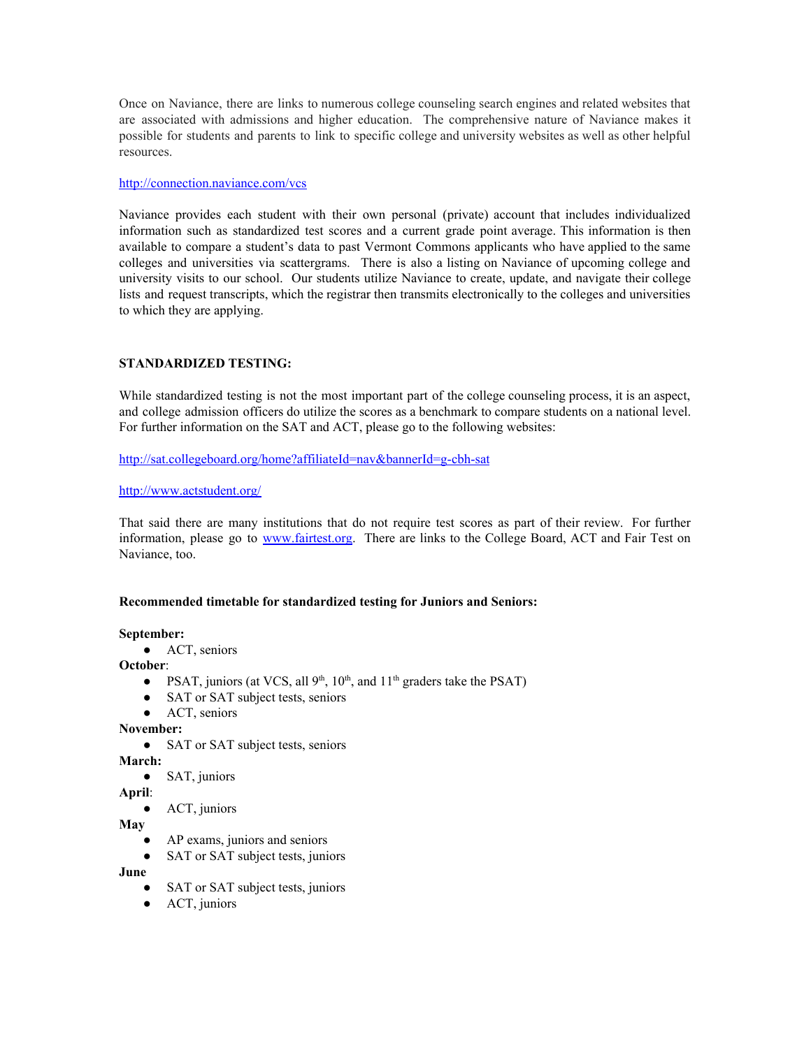Once on Naviance, there are links to numerous college counseling search engines and related websites that are associated with admissions and higher education. The comprehensive nature of Naviance makes it possible for students and parents to link to specific college and university websites as well as other helpful resources.

http://connection.naviance.com/vcs

Naviance provides each student with their own personal (private) account that includes individualized information such as standardized test scores and a current grade point average. This information is then available to compare a student's data to past Vermont Commons applicants who have applied to the same colleges and universities via scattergrams. There is also a listing on Naviance of upcoming college and university visits to our school. Our students utilize Naviance to create, update, and navigate their college lists and request transcripts, which the registrar then transmits electronically to the colleges and universities to which they are applying.

## STANDARDIZED TESTING:

While standardized testing is not the most important part of the college counseling process, it is an aspect, and college admission officers do utilize the scores as a benchmark to compare students on a national level. For further information on the SAT and ACT, please go to the following websites:

http://sat.collegeboard.org/home?affiliateId=nav&bannerId=g-cbh-sat

http://www.actstudent.org/

That said there are many institutions that do not require test scores as part of their review. For further information, please go to www.fairtest.org. There are links to the College Board, ACT and Fair Test on Naviance, too.

### Recommended timetable for standardized testing for Juniors and Seniors:

**September:**
- ACT, seniors

**October**:
- PSAT, juniors (at VCS, all 9th, 10th, and 11th graders take the PSAT)
- SAT or SAT subject tests, seniors
- ACT, seniors

**November:**
- SAT or SAT subject tests, seniors

**March:**
- SAT, juniors

**April**:
- ACT, juniors

**May**
- AP exams, juniors and seniors
- SAT or SAT subject tests, juniors

**June**
- SAT or SAT subject tests, juniors
- ACT, juniors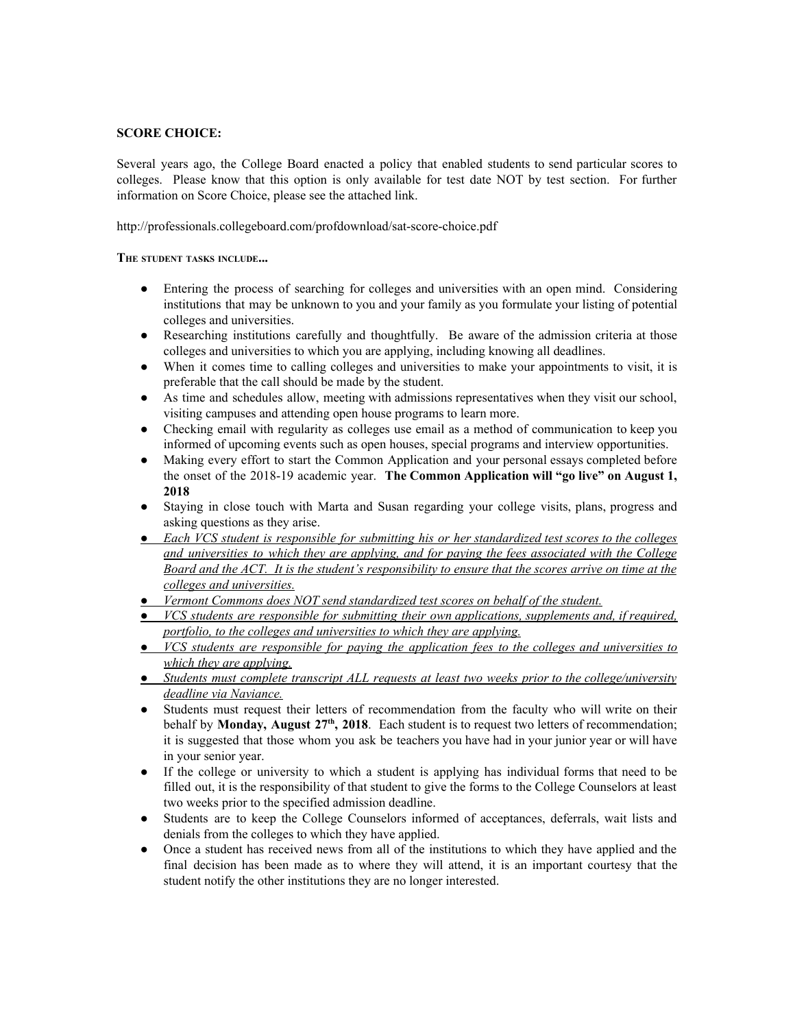**SCORE CHOICE:**

Several years ago, the College Board enacted a policy that enabled students to send particular scores to colleges. Please know that this option is only available for test date NOT by test section. For further information on Score Choice, please see the attached link.

http://professionals.collegeboard.com/profdownload/sat-score-choice.pdf

**THE STUDENT TASKS INCLUDE...**

- Entering the process of searching for colleges and universities with an open mind. Considering institutions that may be unknown to you and your family as you formulate your listing of potential colleges and universities.
- Researching institutions carefully and thoughtfully. Be aware of the admission criteria at those colleges and universities to which you are applying, including knowing all deadlines.
- When it comes time to calling colleges and universities to make your appointments to visit, it is preferable that the call should be made by the student.
- As time and schedules allow, meeting with admissions representatives when they visit our school, visiting campuses and attending open house programs to learn more.
- Checking email with regularity as colleges use email as a method of communication to keep you informed of upcoming events such as open houses, special programs and interview opportunities.
- Making every effort to start the Common Application and your personal essays completed before the onset of the 2018-19 academic year. **The Common Application will "go live" on August 1, 2018**
- Staying in close touch with Marta and Susan regarding your college visits, plans, progress and asking questions as they arise.
- *Each VCS student is responsible for submitting his or her standardized test scores to the colleges and universities to which they are applying, and for paying the fees associated with the College Board and the ACT. It is the student's responsibility to ensure that the scores arrive on time at the colleges and universities.*
- *Vermont Commons does NOT send standardized test scores on behalf of the student.*
- *VCS students are responsible for submitting their own applications, supplements and, if required, portfolio, to the colleges and universities to which they are applying.*
- *VCS students are responsible for paying the application fees to the colleges and universities to which they are applying.*
- *Students must complete transcript ALL requests at least two weeks prior to the college/university deadline via Naviance.*
- Students must request their letters of recommendation from the faculty who will write on their behalf by **Monday, August 27th, 2018**. Each student is to request two letters of recommendation; it is suggested that those whom you ask be teachers you have had in your junior year or will have in your senior year.
- If the college or university to which a student is applying has individual forms that need to be filled out, it is the responsibility of that student to give the forms to the College Counselors at least two weeks prior to the specified admission deadline.
- Students are to keep the College Counselors informed of acceptances, deferrals, wait lists and denials from the colleges to which they have applied.
- Once a student has received news from all of the institutions to which they have applied and the final decision has been made as to where they will attend, it is an important courtesy that the student notify the other institutions they are no longer interested.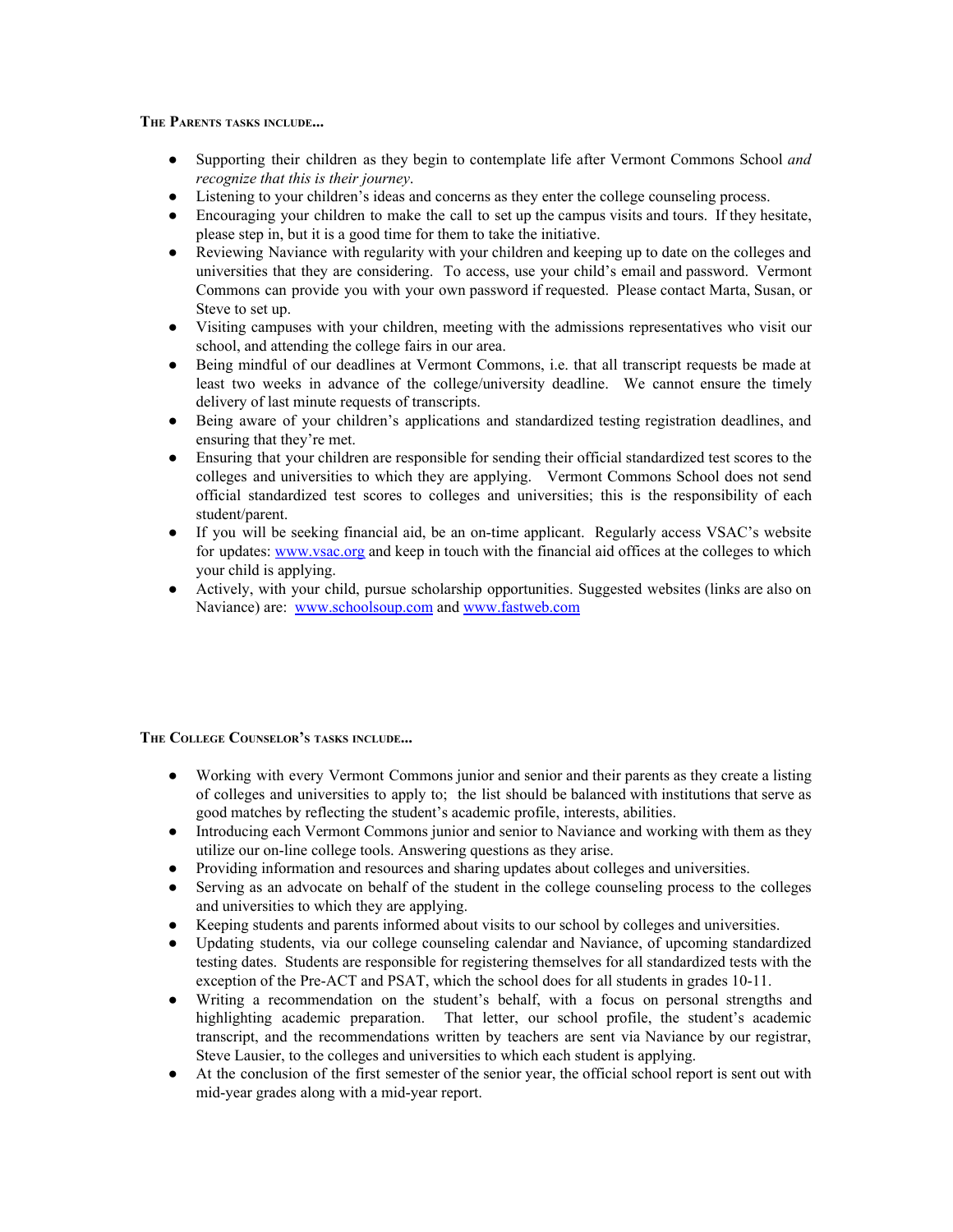**The Parents tasks include...**

- Supporting their children as they begin to contemplate life after Vermont Commons School *and recognize that this is their journey*.
- Listening to your children's ideas and concerns as they enter the college counseling process.
- Encouraging your children to make the call to set up the campus visits and tours. If they hesitate, please step in, but it is a good time for them to take the initiative.
- Reviewing Naviance with regularity with your children and keeping up to date on the colleges and universities that they are considering. To access, use your child's email and password. Vermont Commons can provide you with your own password if requested. Please contact Marta, Susan, or Steve to set up.
- Visiting campuses with your children, meeting with the admissions representatives who visit our school, and attending the college fairs in our area.
- Being mindful of our deadlines at Vermont Commons, i.e. that all transcript requests be made at least two weeks in advance of the college/university deadline. We cannot ensure the timely delivery of last minute requests of transcripts.
- Being aware of your children's applications and standardized testing registration deadlines, and ensuring that they're met.
- Ensuring that your children are responsible for sending their official standardized test scores to the colleges and universities to which they are applying. Vermont Commons School does not send official standardized test scores to colleges and universities; this is the responsibility of each student/parent.
- If you will be seeking financial aid, be an on-time applicant. Regularly access VSAC's website for updates: [www.vsac.org](http://www.vsac.org) and keep in touch with the financial aid offices at the colleges to which your child is applying.
- Actively, with your child, pursue scholarship opportunities. Suggested websites (links are also on Naviance) are: [www.schoolsoup.com](http://www.schoolsoup.com) and [www.fastweb.com](http://www.fastweb.com)

**The College Counselor's tasks include...**

- Working with every Vermont Commons junior and senior and their parents as they create a listing of colleges and universities to apply to; the list should be balanced with institutions that serve as good matches by reflecting the student's academic profile, interests, abilities.
- Introducing each Vermont Commons junior and senior to Naviance and working with them as they utilize our on-line college tools. Answering questions as they arise.
- Providing information and resources and sharing updates about colleges and universities.
- Serving as an advocate on behalf of the student in the college counseling process to the colleges and universities to which they are applying.
- Keeping students and parents informed about visits to our school by colleges and universities.
- Updating students, via our college counseling calendar and Naviance, of upcoming standardized testing dates. Students are responsible for registering themselves for all standardized tests with the exception of the Pre-ACT and PSAT, which the school does for all students in grades 10-11.
- Writing a recommendation on the student's behalf, with a focus on personal strengths and highlighting academic preparation. That letter, our school profile, the student's academic transcript, and the recommendations written by teachers are sent via Naviance by our registrar, Steve Lausier, to the colleges and universities to which each student is applying.
- At the conclusion of the first semester of the senior year, the official school report is sent out with mid-year grades along with a mid-year report.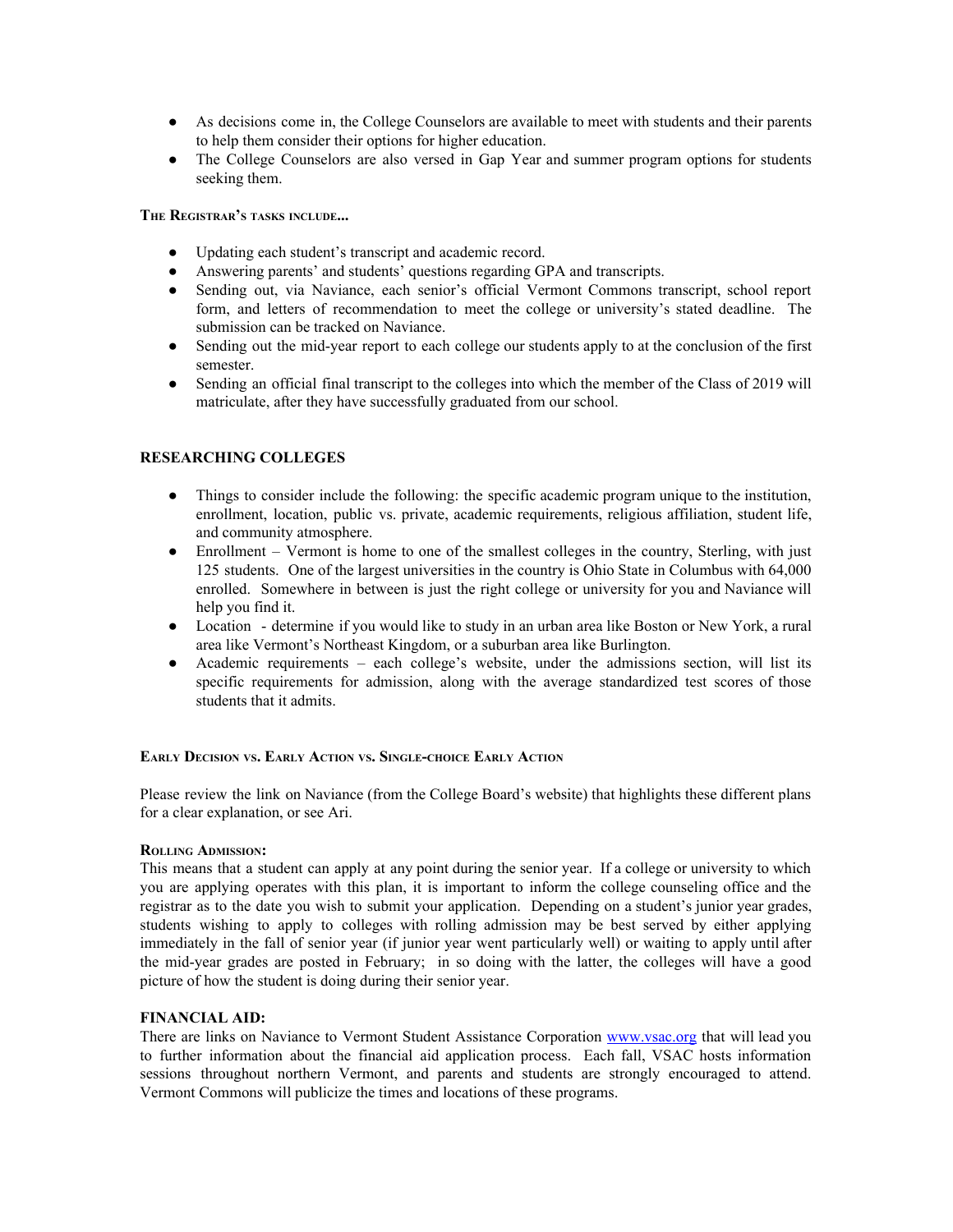- As decisions come in, the College Counselors are available to meet with students and their parents to help them consider their options for higher education.
- The College Counselors are also versed in Gap Year and summer program options for students seeking them.

**The Registrar's tasks include...**

- Updating each student's transcript and academic record.
- Answering parents' and students' questions regarding GPA and transcripts.
- Sending out, via Naviance, each senior's official Vermont Commons transcript, school report form, and letters of recommendation to meet the college or university's stated deadline. The submission can be tracked on Naviance.
- Sending out the mid-year report to each college our students apply to at the conclusion of the first semester.
- Sending an official final transcript to the colleges into which the member of the Class of 2019 will matriculate, after they have successfully graduated from our school.

## RESEARCHING COLLEGES

- Things to consider include the following: the specific academic program unique to the institution, enrollment, location, public vs. private, academic requirements, religious affiliation, student life, and community atmosphere.
- Enrollment – Vermont is home to one of the smallest colleges in the country, Sterling, with just 125 students. One of the largest universities in the country is Ohio State in Columbus with 64,000 enrolled. Somewhere in between is just the right college or university for you and Naviance will help you find it.
- Location - determine if you would like to study in an urban area like Boston or New York, a rural area like Vermont's Northeast Kingdom, or a suburban area like Burlington.
- Academic requirements – each college's website, under the admissions section, will list its specific requirements for admission, along with the average standardized test scores of those students that it admits.

**Early Decision vs. Early Action vs. Single-choice Early Action**

Please review the link on Naviance (from the College Board's website) that highlights these different plans for a clear explanation, or see Ari.

**Rolling Admission:**

This means that a student can apply at any point during the senior year. If a college or university to which you are applying operates with this plan, it is important to inform the college counseling office and the registrar as to the date you wish to submit your application. Depending on a student's junior year grades, students wishing to apply to colleges with rolling admission may be best served by either applying immediately in the fall of senior year (if junior year went particularly well) or waiting to apply until after the mid-year grades are posted in February; in so doing with the latter, the colleges will have a good picture of how the student is doing during their senior year.

## FINANCIAL AID:

There are links on Naviance to Vermont Student Assistance Corporation [www.vsac.org](http://www.vsac.org) that will lead you to further information about the financial aid application process. Each fall, VSAC hosts information sessions throughout northern Vermont, and parents and students are strongly encouraged to attend. Vermont Commons will publicize the times and locations of these programs.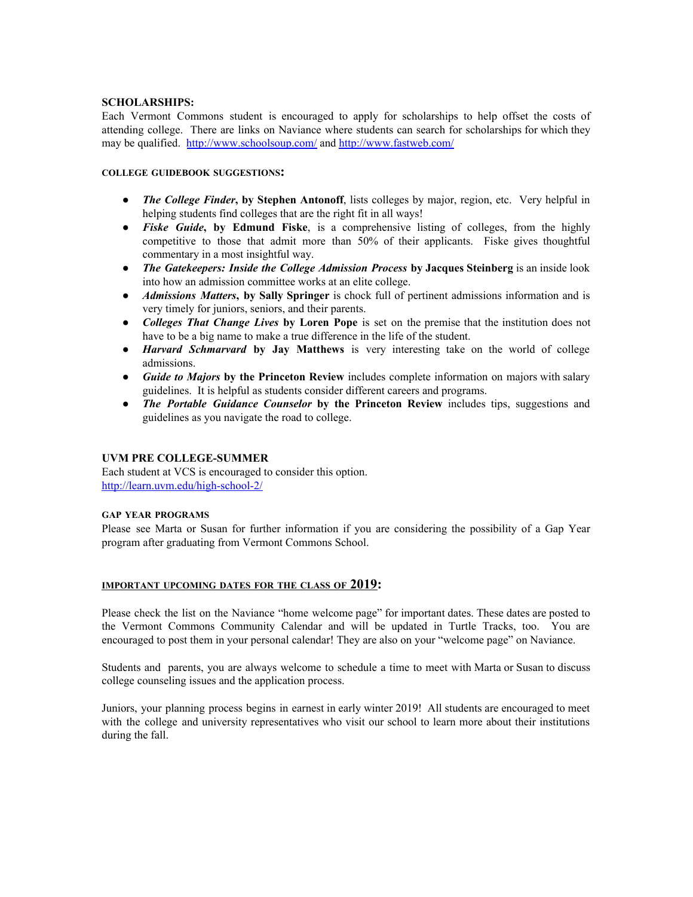## SCHOLARSHIPS:

Each Vermont Commons student is encouraged to apply for scholarships to help offset the costs of attending college. There are links on Naviance where students can search for scholarships for which they may be qualified. [http://www.schoolsoup.com/](http://www.schoolsoup.com/) and [http://www.fastweb.com/](http://www.fastweb.com/)

### COLLEGE GUIDEBOOK SUGGESTIONS:

- ***The College Finder*, by Stephen Antonoff**, lists colleges by major, region, etc. Very helpful in helping students find colleges that are the right fit in all ways!
- ***Fiske Guide*, by Edmund Fiske**, is a comprehensive listing of colleges, from the highly competitive to those that admit more than 50% of their applicants. Fiske gives thoughtful commentary in a most insightful way.
- ***The Gatekeepers: Inside the College Admission Process* by Jacques Steinberg** is an inside look into how an admission committee works at an elite college.
- ***Admissions Matters*, by Sally Springer** is chock full of pertinent admissions information and is very timely for juniors, seniors, and their parents.
- ***Colleges That Change Lives* by Loren Pope** is set on the premise that the institution does not have to be a big name to make a true difference in the life of the student.
- ***Harvard Schmarvard* by Jay Matthews** is very interesting take on the world of college admissions.
- ***Guide to Majors* by the Princeton Review** includes complete information on majors with salary guidelines. It is helpful as students consider different careers and programs.
- ***The Portable Guidance Counselor* by the Princeton Review** includes tips, suggestions and guidelines as you navigate the road to college.

## UVM PRE COLLEGE-SUMMER

Each student at VCS is encouraged to consider this option.
[http://learn.uvm.edu/high-school-2/](http://learn.uvm.edu/high-school-2/)

### GAP YEAR PROGRAMS

Please see Marta or Susan for further information if you are considering the possibility of a Gap Year program after graduating from Vermont Commons School.

### IMPORTANT UPCOMING DATES FOR THE CLASS OF 2019:

Please check the list on the Naviance "home welcome page" for important dates. These dates are posted to the Vermont Commons Community Calendar and will be updated in Turtle Tracks, too. You are encouraged to post them in your personal calendar! They are also on your "welcome page" on Naviance.

Students and parents, you are always welcome to schedule a time to meet with Marta or Susan to discuss college counseling issues and the application process.

Juniors, your planning process begins in earnest in early winter 2019! All students are encouraged to meet with the college and university representatives who visit our school to learn more about their institutions during the fall.